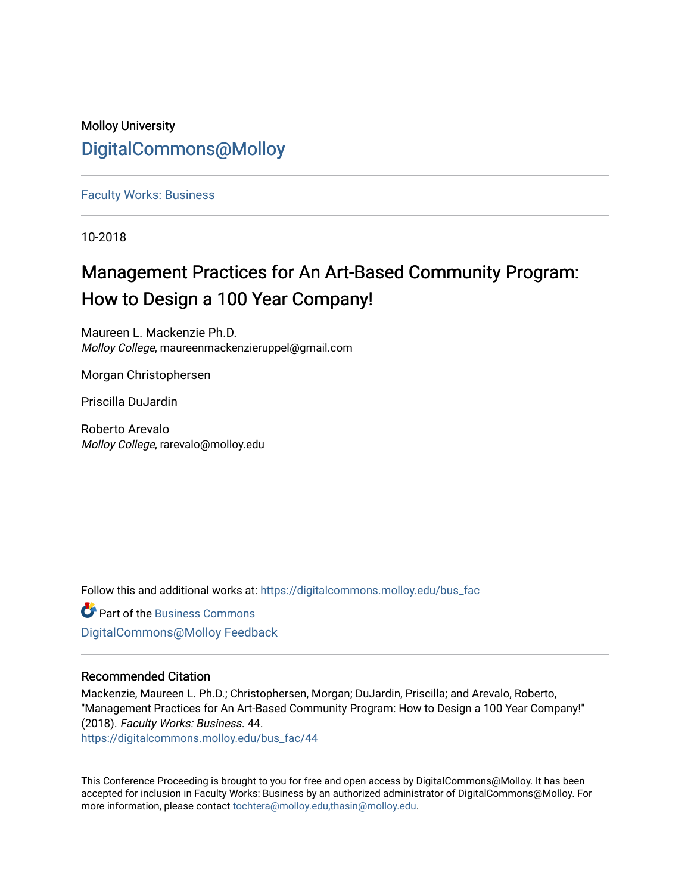Molloy University

# DigitalCommons@Molloy

Faculty Works: Business

10-2018

# Management Practices for An Art-Based Community Program: How to Design a 100 Year Company!

Maureen L. Mackenzie Ph.D.
*Molloy College*, maureenmackenzieruppel@gmail.com

Morgan Christophersen

Priscilla DuJardin

Roberto Arevalo
*Molloy College*, rarevalo@molloy.edu

Follow this and additional works at: https://digitalcommons.molloy.edu/bus_fac

Part of the Business Commons

DigitalCommons@Molloy Feedback

## Recommended Citation

Mackenzie, Maureen L. Ph.D.; Christophersen, Morgan; DuJardin, Priscilla; and Arevalo, Roberto, "Management Practices for An Art-Based Community Program: How to Design a 100 Year Company!" (2018). *Faculty Works: Business*. 44.
https://digitalcommons.molloy.edu/bus_fac/44

This Conference Proceeding is brought to you for free and open access by DigitalCommons@Molloy. It has been accepted for inclusion in Faculty Works: Business by an authorized administrator of DigitalCommons@Molloy. For more information, please contact tochtera@molloy.edu,thasin@molloy.edu.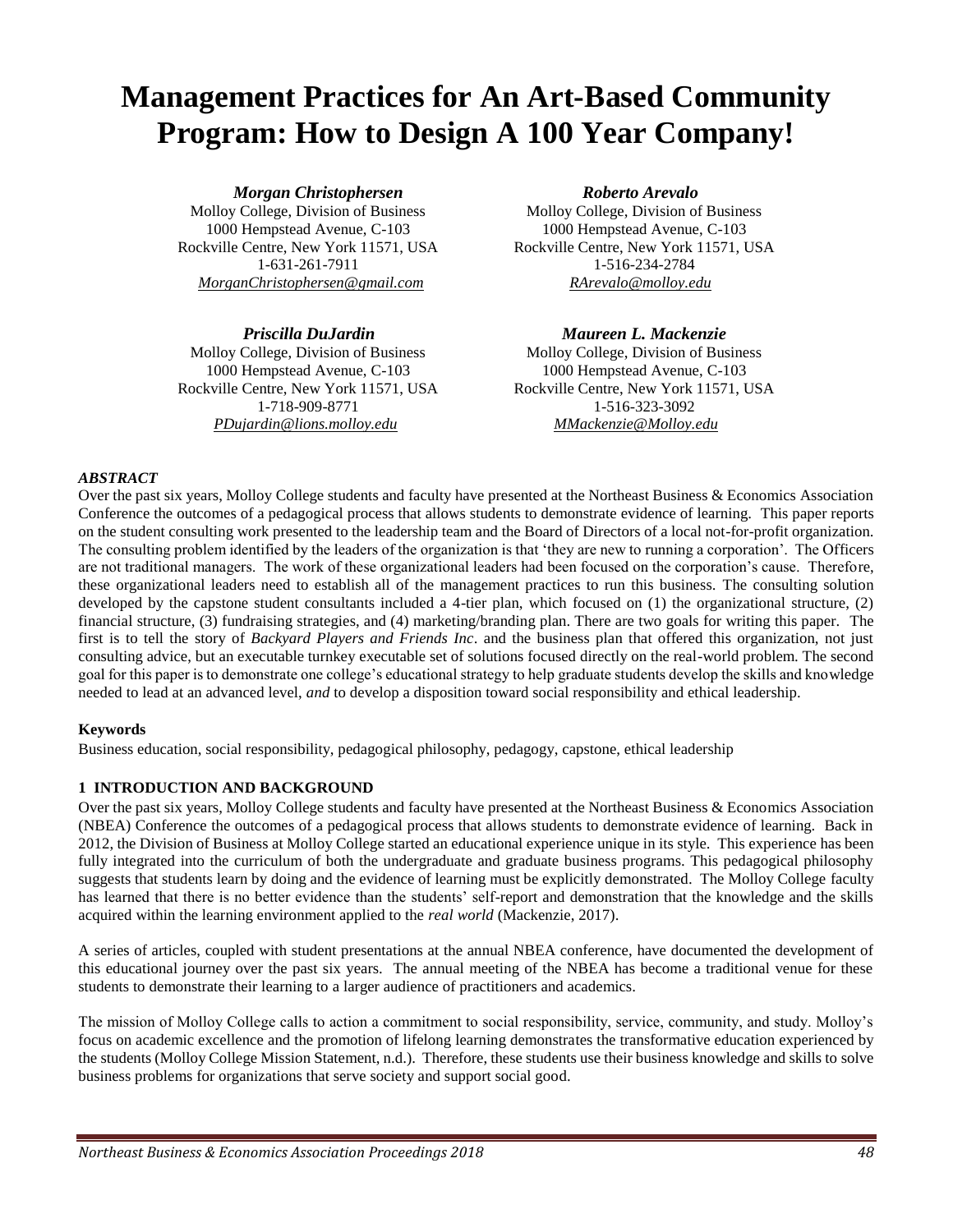# Management Practices for An Art-Based Community Program: How to Design A 100 Year Company!

***Morgan Christophersen***
Molloy College, Division of Business
1000 Hempstead Avenue, C-103
Rockville Centre, New York 11571, USA
1-631-261-7911
*MorganChristophersen@gmail.com*

***Roberto Arevalo***
Molloy College, Division of Business
1000 Hempstead Avenue, C-103
Rockville Centre, New York 11571, USA
1-516-234-2784
*RArevalo@molloy.edu*

***Priscilla DuJardin***
Molloy College, Division of Business
1000 Hempstead Avenue, C-103
Rockville Centre, New York 11571, USA
1-718-909-8771
*PDujardin@lions.molloy.edu*

***Maureen L. Mackenzie***
Molloy College, Division of Business
1000 Hempstead Avenue, C-103
Rockville Centre, New York 11571, USA
1-516-323-3092
*MMackenzie@Molloy.edu*

### *ABSTRACT*

Over the past six years, Molloy College students and faculty have presented at the Northeast Business & Economics Association Conference the outcomes of a pedagogical process that allows students to demonstrate evidence of learning. This paper reports on the student consulting work presented to the leadership team and the Board of Directors of a local not-for-profit organization. The consulting problem identified by the leaders of the organization is that 'they are new to running a corporation'. The Officers are not traditional managers. The work of these organizational leaders had been focused on the corporation's cause. Therefore, these organizational leaders need to establish all of the management practices to run this business. The consulting solution developed by the capstone student consultants included a 4-tier plan, which focused on (1) the organizational structure, (2) financial structure, (3) fundraising strategies, and (4) marketing/branding plan. There are two goals for writing this paper. The first is to tell the story of *Backyard Players and Friends Inc*. and the business plan that offered this organization, not just consulting advice, but an executable turnkey executable set of solutions focused directly on the real-world problem. The second goal for this paper is to demonstrate one college's educational strategy to help graduate students develop the skills and knowledge needed to lead at an advanced level, *and* to develop a disposition toward social responsibility and ethical leadership.

### Keywords

Business education, social responsibility, pedagogical philosophy, pedagogy, capstone, ethical leadership

## 1 INTRODUCTION AND BACKGROUND

Over the past six years, Molloy College students and faculty have presented at the Northeast Business & Economics Association (NBEA) Conference the outcomes of a pedagogical process that allows students to demonstrate evidence of learning. Back in 2012, the Division of Business at Molloy College started an educational experience unique in its style. This experience has been fully integrated into the curriculum of both the undergraduate and graduate business programs. This pedagogical philosophy suggests that students learn by doing and the evidence of learning must be explicitly demonstrated. The Molloy College faculty has learned that there is no better evidence than the students' self-report and demonstration that the knowledge and the skills acquired within the learning environment applied to the *real world* (Mackenzie, 2017).

A series of articles, coupled with student presentations at the annual NBEA conference, have documented the development of this educational journey over the past six years. The annual meeting of the NBEA has become a traditional venue for these students to demonstrate their learning to a larger audience of practitioners and academics.

The mission of Molloy College calls to action a commitment to social responsibility, service, community, and study. Molloy's focus on academic excellence and the promotion of lifelong learning demonstrates the transformative education experienced by the students (Molloy College Mission Statement, n.d.). Therefore, these students use their business knowledge and skills to solve business problems for organizations that serve society and support social good.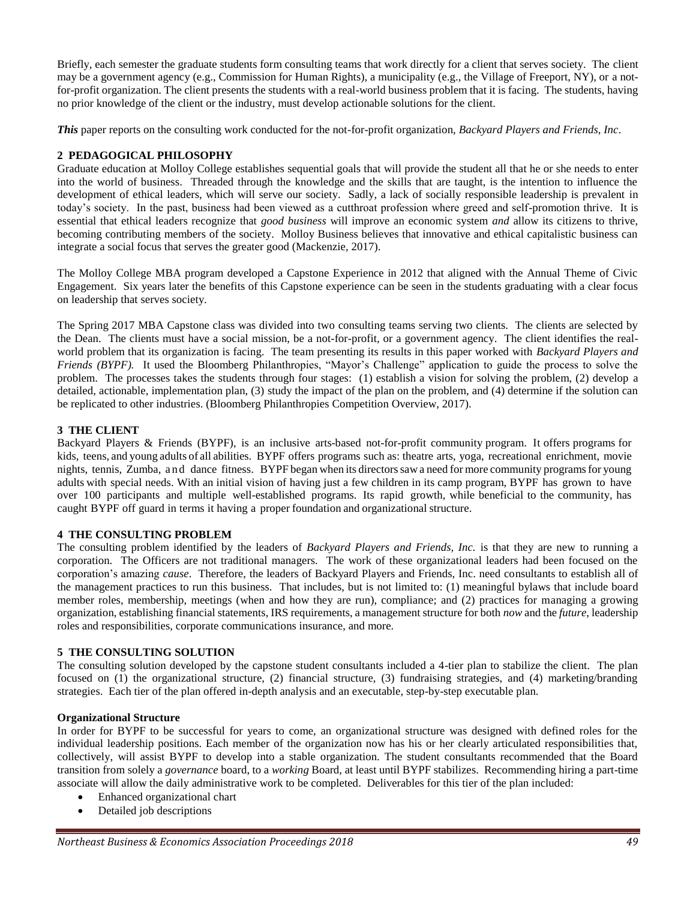Briefly, each semester the graduate students form consulting teams that work directly for a client that serves society. The client may be a government agency (e.g., Commission for Human Rights), a municipality (e.g., the Village of Freeport, NY), or a not-for-profit organization. The client presents the students with a real-world business problem that it is facing. The students, having no prior knowledge of the client or the industry, must develop actionable solutions for the client.

***This*** paper reports on the consulting work conducted for the not-for-profit organization, *Backyard Players and Friends, Inc*.

## 2 PEDAGOGICAL PHILOSOPHY

Graduate education at Molloy College establishes sequential goals that will provide the student all that he or she needs to enter into the world of business. Threaded through the knowledge and the skills that are taught, is the intention to influence the development of ethical leaders, which will serve our society. Sadly, a lack of socially responsible leadership is prevalent in today's society. In the past, business had been viewed as a cutthroat profession where greed and self-promotion thrive. It is essential that ethical leaders recognize that *good business* will improve an economic system *and* allow its citizens to thrive, becoming contributing members of the society. Molloy Business believes that innovative and ethical capitalistic business can integrate a social focus that serves the greater good (Mackenzie, 2017).

The Molloy College MBA program developed a Capstone Experience in 2012 that aligned with the Annual Theme of Civic Engagement. Six years later the benefits of this Capstone experience can be seen in the students graduating with a clear focus on leadership that serves society.

The Spring 2017 MBA Capstone class was divided into two consulting teams serving two clients. The clients are selected by the Dean. The clients must have a social mission, be a not-for-profit, or a government agency. The client identifies the real-world problem that its organization is facing. The team presenting its results in this paper worked with *Backyard Players and Friends (BYPF).* It used the Bloomberg Philanthropies, "Mayor's Challenge" application to guide the process to solve the problem. The processes takes the students through four stages: (1) establish a vision for solving the problem, (2) develop a detailed, actionable, implementation plan, (3) study the impact of the plan on the problem, and (4) determine if the solution can be replicated to other industries. (Bloomberg Philanthropies Competition Overview, 2017).

## 3 THE CLIENT

Backyard Players & Friends (BYPF), is an inclusive arts-based not-for-profit community program. It offers programs for kids, teens, and young adults of all abilities. BYPF offers programs such as: theatre arts, yoga, recreational enrichment, movie nights, tennis, Zumba, and dance fitness. BYPF began when its directors saw a need for more community programs for young adults with special needs. With an initial vision of having just a few children in its camp program, BYPF has grown to have over 100 participants and multiple well-established programs. Its rapid growth, while beneficial to the community, has caught BYPF off guard in terms it having a proper foundation and organizational structure.

## 4 THE CONSULTING PROBLEM

The consulting problem identified by the leaders of *Backyard Players and Friends, Inc.* is that they are new to running a corporation. The Officers are not traditional managers. The work of these organizational leaders had been focused on the corporation's amazing *cause*. Therefore, the leaders of Backyard Players and Friends, Inc. need consultants to establish all of the management practices to run this business. That includes, but is not limited to: (1) meaningful bylaws that include board member roles, membership, meetings (when and how they are run), compliance; and (2) practices for managing a growing organization, establishing financial statements, IRS requirements, a management structure for both *now* and the *future*, leadership roles and responsibilities, corporate communications insurance, and more.

## 5 THE CONSULTING SOLUTION

The consulting solution developed by the capstone student consultants included a 4-tier plan to stabilize the client. The plan focused on (1) the organizational structure, (2) financial structure, (3) fundraising strategies, and (4) marketing/branding strategies. Each tier of the plan offered in-depth analysis and an executable, step-by-step executable plan.

**Organizational Structure**

In order for BYPF to be successful for years to come, an organizational structure was designed with defined roles for the individual leadership positions. Each member of the organization now has his or her clearly articulated responsibilities that, collectively, will assist BYPF to develop into a stable organization. The student consultants recommended that the Board transition from solely a *governance* board, to a *working* Board, at least until BYPF stabilizes. Recommending hiring a part-time associate will allow the daily administrative work to be completed. Deliverables for this tier of the plan included:

- Enhanced organizational chart
- Detailed job descriptions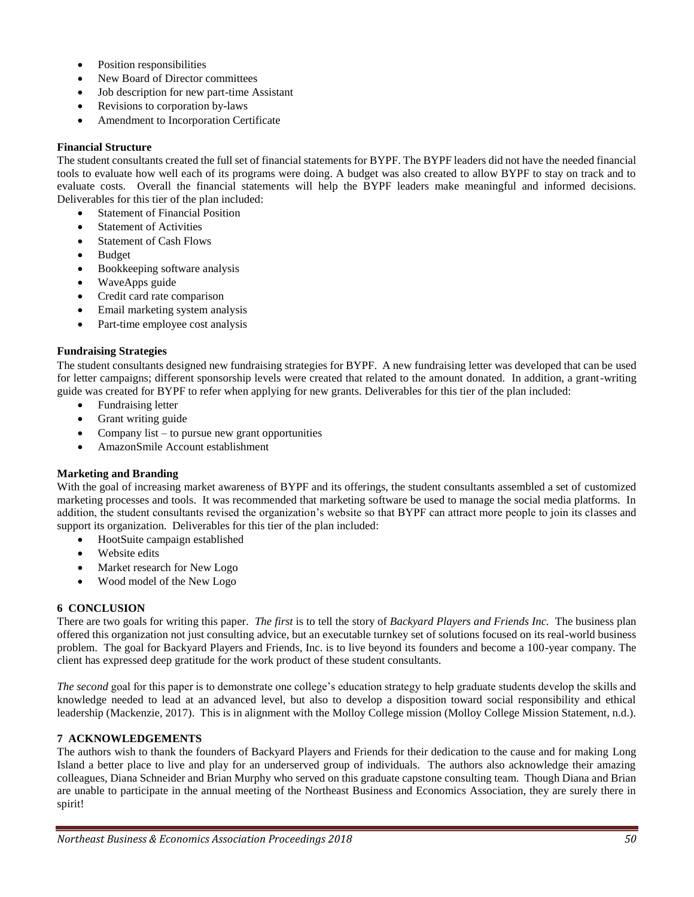- Position responsibilities
- New Board of Director committees
- Job description for new part-time Assistant
- Revisions to corporation by-laws
- Amendment to Incorporation Certificate

**Financial Structure**

The student consultants created the full set of financial statements for BYPF. The BYPF leaders did not have the needed financial tools to evaluate how well each of its programs were doing. A budget was also created to allow BYPF to stay on track and to evaluate costs. Overall the financial statements will help the BYPF leaders make meaningful and informed decisions. Deliverables for this tier of the plan included:

- Statement of Financial Position
- Statement of Activities
- Statement of Cash Flows
- Budget
- Bookkeeping software analysis
- WaveApps guide
- Credit card rate comparison
- Email marketing system analysis
- Part-time employee cost analysis

**Fundraising Strategies**

The student consultants designed new fundraising strategies for BYPF. A new fundraising letter was developed that can be used for letter campaigns; different sponsorship levels were created that related to the amount donated. In addition, a grant-writing guide was created for BYPF to refer when applying for new grants. Deliverables for this tier of the plan included:

- Fundraising letter
- Grant writing guide
- Company list – to pursue new grant opportunities
- AmazonSmile Account establishment

**Marketing and Branding**

With the goal of increasing market awareness of BYPF and its offerings, the student consultants assembled a set of customized marketing processes and tools. It was recommended that marketing software be used to manage the social media platforms. In addition, the student consultants revised the organization's website so that BYPF can attract more people to join its classes and support its organization. Deliverables for this tier of the plan included:

- HootSuite campaign established
- Website edits
- Market research for New Logo
- Wood model of the New Logo

## 6 CONCLUSION

There are two goals for writing this paper. *The first* is to tell the story of *Backyard Players and Friends Inc.* The business plan offered this organization not just consulting advice, but an executable turnkey set of solutions focused on its real-world business problem. The goal for Backyard Players and Friends, Inc. is to live beyond its founders and become a 100-year company. The client has expressed deep gratitude for the work product of these student consultants.

*The second* goal for this paper is to demonstrate one college's education strategy to help graduate students develop the skills and knowledge needed to lead at an advanced level, but also to develop a disposition toward social responsibility and ethical leadership (Mackenzie, 2017). This is in alignment with the Molloy College mission (Molloy College Mission Statement, n.d.).

## 7 ACKNOWLEDGEMENTS

The authors wish to thank the founders of Backyard Players and Friends for their dedication to the cause and for making Long Island a better place to live and play for an underserved group of individuals. The authors also acknowledge their amazing colleagues, Diana Schneider and Brian Murphy who served on this graduate capstone consulting team. Though Diana and Brian are unable to participate in the annual meeting of the Northeast Business and Economics Association, they are surely there in spirit!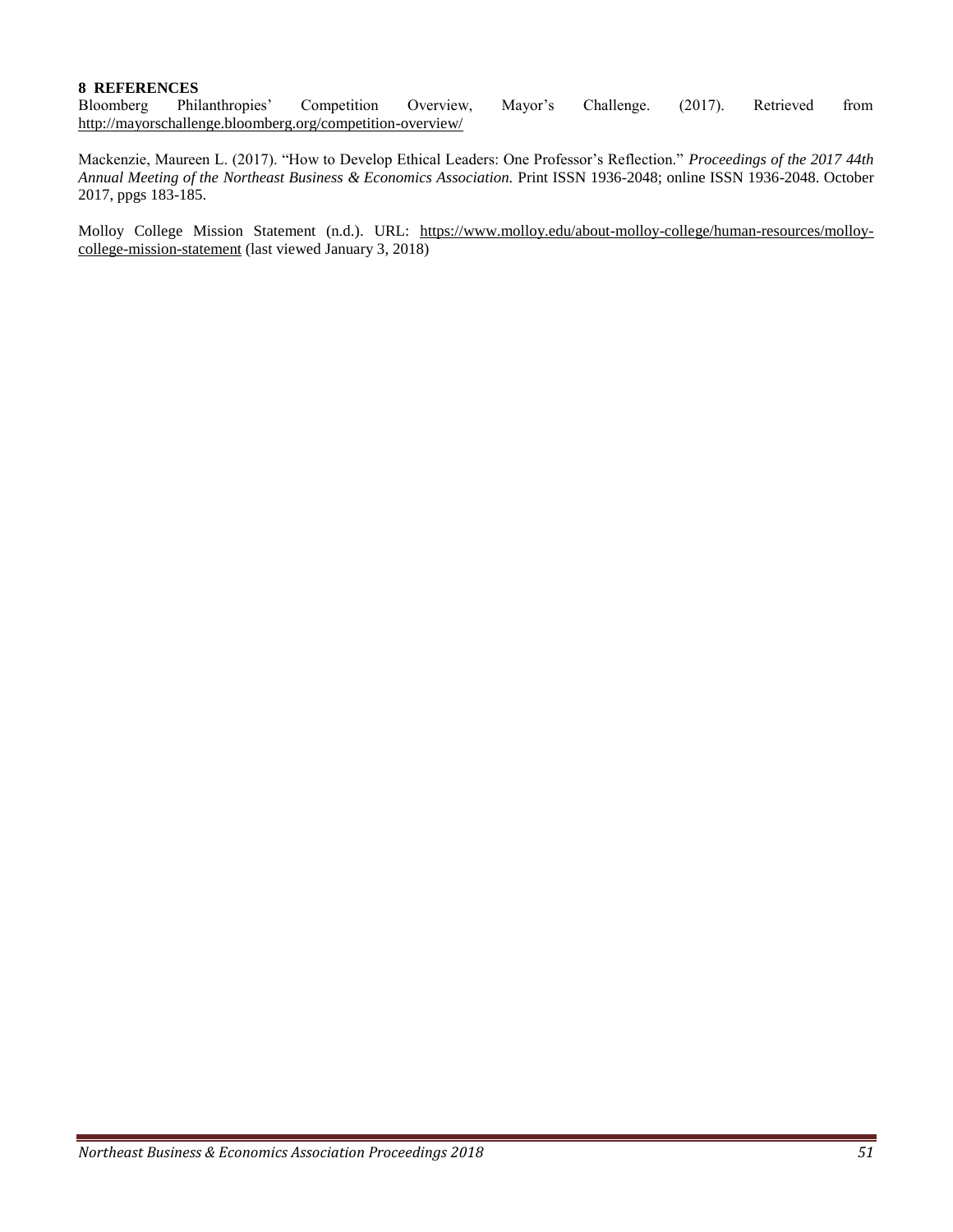## 8 REFERENCES

Bloomberg Philanthropies' Competition Overview, Mayor's Challenge. (2017). Retrieved from http://mayorschallenge.bloomberg.org/competition-overview/

Mackenzie, Maureen L. (2017). "How to Develop Ethical Leaders: One Professor's Reflection." *Proceedings of the 2017 44th Annual Meeting of the Northeast Business & Economics Association.* Print ISSN 1936-2048; online ISSN 1936-2048. October 2017, ppgs 183-185.

Molloy College Mission Statement (n.d.). URL: https://www.molloy.edu/about-molloy-college/human-resources/molloy-college-mission-statement (last viewed January 3, 2018)